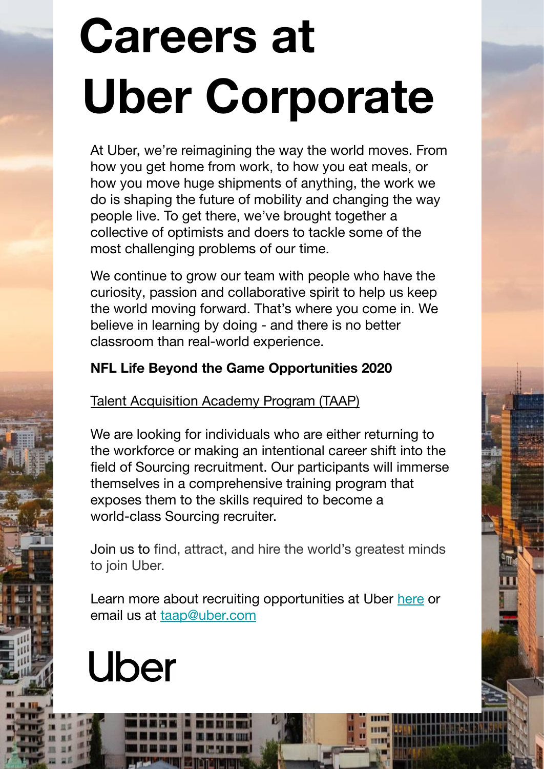# Careers at Uber Corporate

At Uber, we're reimagining the way the world moves. From how you get home from work, to how you eat meals, or how you move huge shipments of anything, the work we do is shaping the future of mobility and changing the way people live. To get there, we've brought together a collective of optimists and doers to tackle some of the most challenging problems of our time.

We continue to grow our team with people who have the curiosity, passion and collaborative spirit to help us keep the world moving forward. That's where you come in. We believe in learning by doing - and there is no better classroom than real-world experience.

**NFL Life Beyond the Game Opportunities 2020**

Talent Acquisition Academy Program (TAAP)

We are looking for individuals who are either returning to the workforce or making an intentional career shift into the field of Sourcing recruitment. Our participants will immerse themselves in a comprehensive training program that exposes them to the skills required to become a world-class Sourcing recruiter.

Join us to find, attract, and hire the world's greatest minds to join Uber.

Learn more about recruiting opportunities at Uber here or email us at taap@uber.com

Uber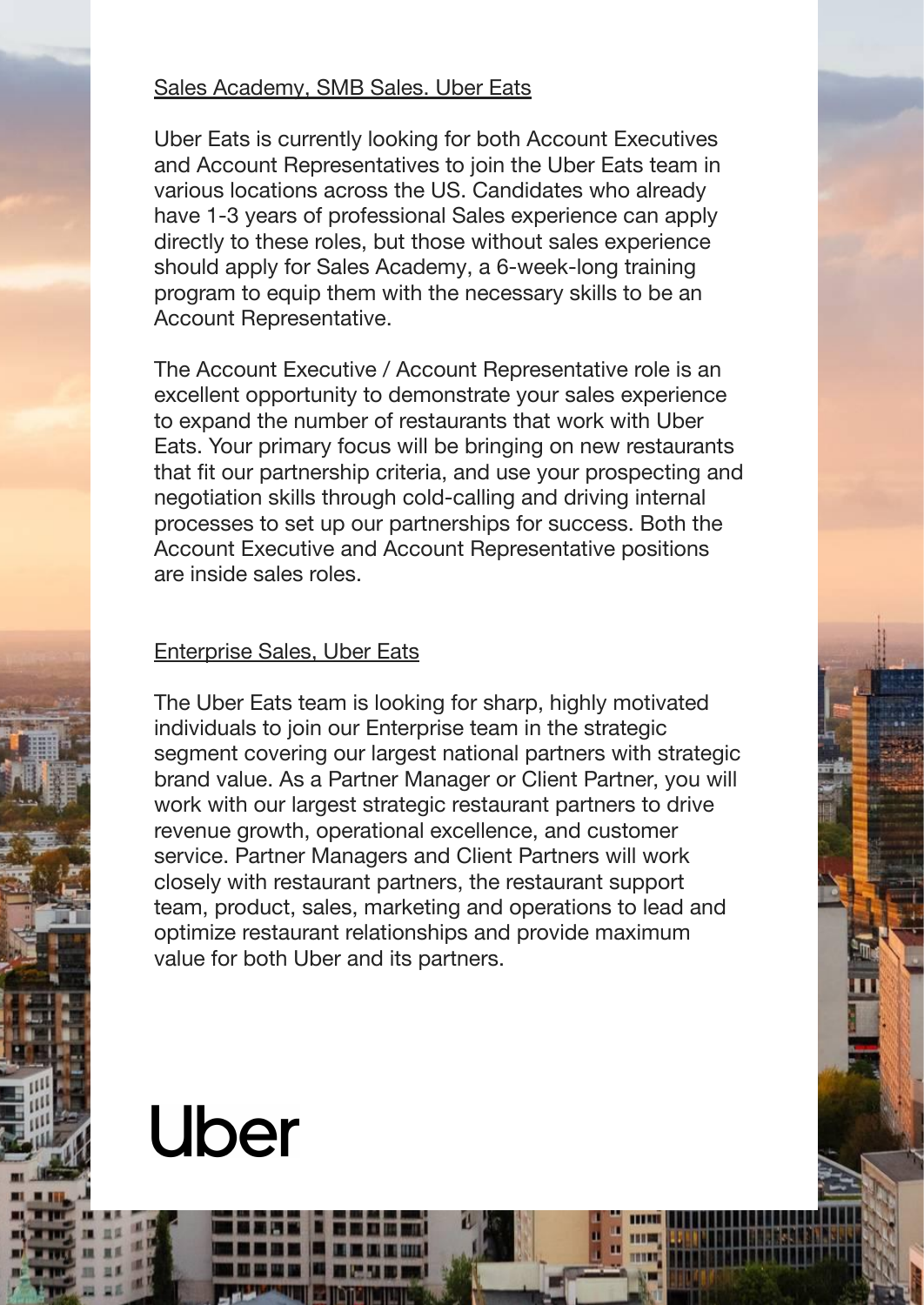## Sales Academy, SMB Sales. Uber Eats

Uber Eats is currently looking for both Account Executives and Account Representatives to join the Uber Eats team in various locations across the US. Candidates who already have 1-3 years of professional Sales experience can apply directly to these roles, but those without sales experience should apply for Sales Academy, a 6-week-long training program to equip them with the necessary skills to be an Account Representative.

The Account Executive / Account Representative role is an excellent opportunity to demonstrate your sales experience to expand the number of restaurants that work with Uber Eats. Your primary focus will be bringing on new restaurants that fit our partnership criteria, and use your prospecting and negotiation skills through cold-calling and driving internal processes to set up our partnerships for success. Both the Account Executive and Account Representative positions are inside sales roles.

## Enterprise Sales, Uber Eats

The Uber Eats team is looking for sharp, highly motivated individuals to join our Enterprise team in the strategic segment covering our largest national partners with strategic brand value. As a Partner Manager or Client Partner, you will work with our largest strategic restaurant partners to drive revenue growth, operational excellence, and customer service. Partner Managers and Client Partners will work closely with restaurant partners, the restaurant support team, product, sales, marketing and operations to lead and optimize restaurant relationships and provide maximum value for both Uber and its partners.

Uber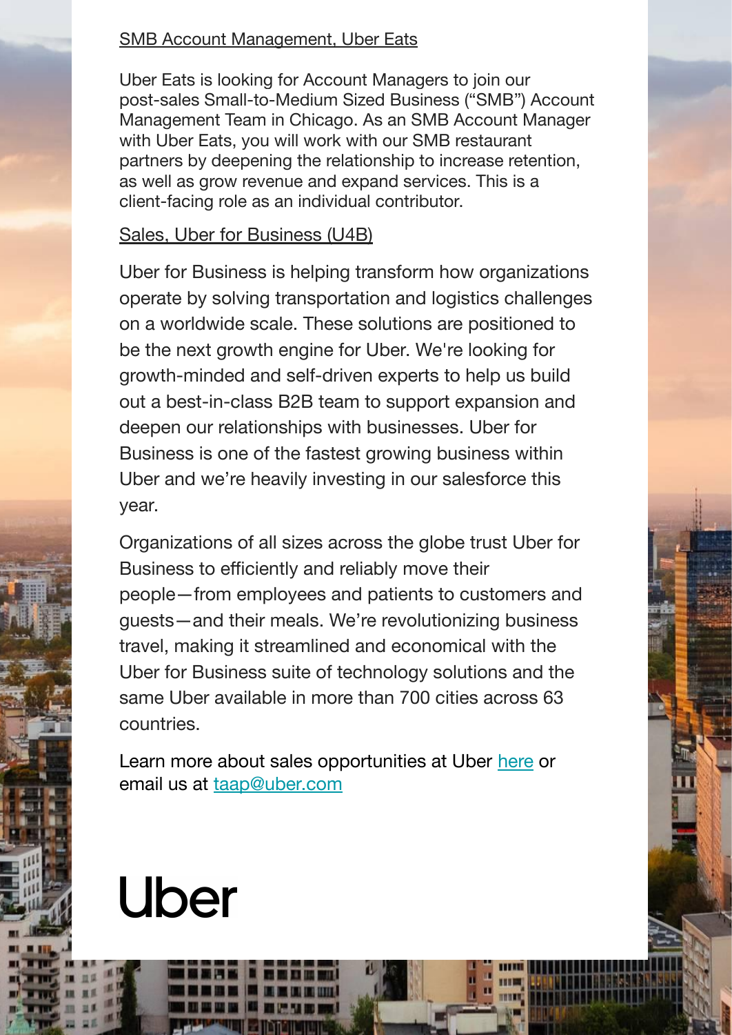[SMB Account Management, Uber Eats]

Uber Eats is looking for Account Managers to join our post-sales Small-to-Medium Sized Business ("SMB") Account Management Team in Chicago. As an SMB Account Manager with Uber Eats, you will work with our SMB restaurant partners by deepening the relationship to increase retention, as well as grow revenue and expand services. This is a client-facing role as an individual contributor.

[Sales, Uber for Business (U4B)]

Uber for Business is helping transform how organizations operate by solving transportation and logistics challenges on a worldwide scale. These solutions are positioned to be the next growth engine for Uber. We're looking for growth-minded and self-driven experts to help us build out a best-in-class B2B team to support expansion and deepen our relationships with businesses. Uber for Business is one of the fastest growing business within Uber and we're heavily investing in our salesforce this year.

Organizations of all sizes across the globe trust Uber for Business to efficiently and reliably move their people—from employees and patients to customers and guests—and their meals. We're revolutionizing business travel, making it streamlined and economical with the Uber for Business suite of technology solutions and the same Uber available in more than 700 cities across 63 countries.

Learn more about sales opportunities at Uber [here] or email us at [taap@uber.com]

Uber